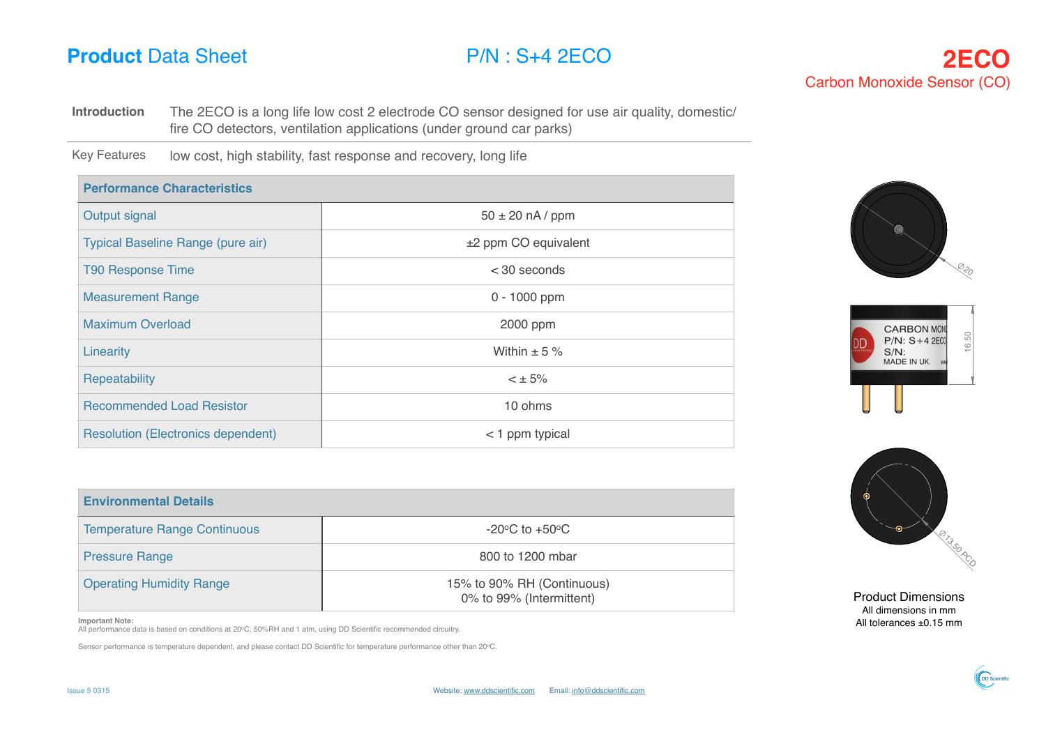# **Product** Data Sheet

## P/N : S+4 2ECO

## 2ECO

Carbon Monoxide Sensor (CO)

**Introduction** The 2ECO is a long life low cost 2 electrode CO sensor designed for use air quality, domestic/ fire CO detectors, ventilation applications (under ground car parks)

**Key Features** low cost, high stability, fast response and recovery, long life

| Performance Characteristics | |
|---|---|
| Output signal | 50 ± 20 nA / ppm |
| Typical Baseline Range (pure air) | ±2 ppm CO equivalent |
| T90 Response Time | < 30 seconds |
| Measurement Range | 0 - 1000 ppm |
| Maximum Overload | 2000 ppm |
| Linearity | Within ± 5 % |
| Repeatability | < ± 5% |
| Recommended Load Resistor | 10 ohms |
| Resolution (Electronics dependent) | < 1 ppm typical |

| Environmental Details | |
|---|---|
| Temperature Range Continuous | -20°C to +50°C |
| Pressure Range | 800 to 1200 mbar |
| Operating Humidity Range | 15% to 90% RH (Continuous)<br>0% to 99% (Intermittent) |

**Important Note:**
All performance data is based on conditions at 20°C, 50%RH and 1 atm, using DD Scientific recommended circuitry.

Sensor performance is temperature dependent, and please contact DD Scientific for temperature performance other than 20°C.

Ø20

CARBON MONO
P/N: S+4 2ECO
S/N:
MADE IN UK.

16.50

Ø13.50 PCD

Product Dimensions
All dimensions in mm
All tolerances ±0.15 mm

Issue 5 0315

Website: www.ddscientific.com Email: info@ddscientific.com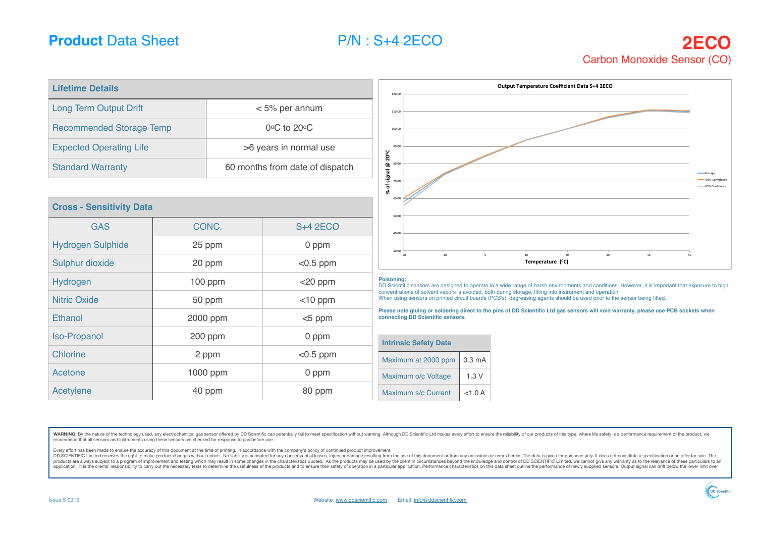# **Product** Data Sheet

P/N : S+4 2ECO

**2ECO**

Carbon Monoxide Sensor (CO)

| Lifetime Details | |
|---|---|
| Long Term Output Drift | < 5% per annum |
| Recommended Storage Temp | 0ºC to 20ºC |
| Expected Operating Life | >6 years in normal use |
| Standard Warranty | 60 months from date of dispatch |

**Cross - Sensitivity Data**

| GAS | CONC. | S+4 2ECO |
|---|---|---|
| Hydrogen Sulphide | 25 ppm | 0 ppm |
| Sulphur dioxide | 20 ppm | <0.5 ppm |
| Hydrogen | 100 ppm | <20 ppm |
| Nitric Oxide | 50 ppm | <10 ppm |
| Ethanol | 2000 ppm | <5 ppm |
| Iso-Propanol | 200 ppm | 0 ppm |
| Chlorine | 2 ppm | <0.5 ppm |
| Acetone | 1000 ppm | 0 ppm |
| Acetylene | 40 ppm | 80 ppm |

Output Temperature Coefficient Data S+4 2ECO

% of signal @ 20ºC

120.00
110.00
100.00
90.00
80.00
70.00
60.00
50.00
40.00
30.00

-20
-10
0
10
20
30
40
50

Temperature (ºC)

Average
+95% Confidence
-95% Confidence

**Poisoning:**
DD Scientific sensors are designed to operate in a wide range of harsh environments and conditions. However, it is important that exposure to high concentrations of solvent vapors is avoided, both during storage, fitting into instrument and operation.
When using sensors on printed circuit boards (PCB's), degreasing agents should be used prior to the sensor being fitted.

**Please note gluing or soldering direct to the pins of DD Scientific Ltd gas sensors will void warranty, please use PCB sockets when connecting DD Scientific sensors.**

| Intrinsic Safety Data | |
|---|---|
| Maximum at 2000 ppm | 0.3 mA |
| Maximum o/c Voltage | 1.3 V |
| Maximum s/c Current | <1.0 A |

**WARNING:** By the nature of the technology used, any electrochemical gas sensor offered by DD Scientific can potentially fail to meet specification without warning. Although DD Scientific Ltd makes every effort to ensure the reliability of our products of this type, where life safety is a performance requirement of the product, we recommend that all sensors and instruments using these sensors are checked for response to gas before use.

Every effort has been made to ensure the accuracy of this document at the time of printing. In accordance with the company's policy of continued product improvement
DD SCIENTIFIC Limited reserves the right to make product changes without notice. No liability is accepted for any consequential losses, injury or damage resulting from the use of this document or from any omissions or errors herein. The data is given for guidance only. It does not constitute a specification or an offer for sale. The products are always subject to a program of improvement and testing which may result in some changes in the characteristics quoted. As the products may be used by the client in circumstances beyond the knowledge and control of DD SCIENTIFIC Limited, we cannot give any warranty as to the relevance of these particulars to an application. It is the clients' responsibility to carry out the necessary tests to determine the usefulness of the products and to ensure their safety of operation in a particular application. Performance characteristics on this data sheet outline the performance of newly supplied sensors. Output signal can drift below the lower limit over

Issue 5 0315

Website: www.ddscientific.com Email: info@ddscientific.com